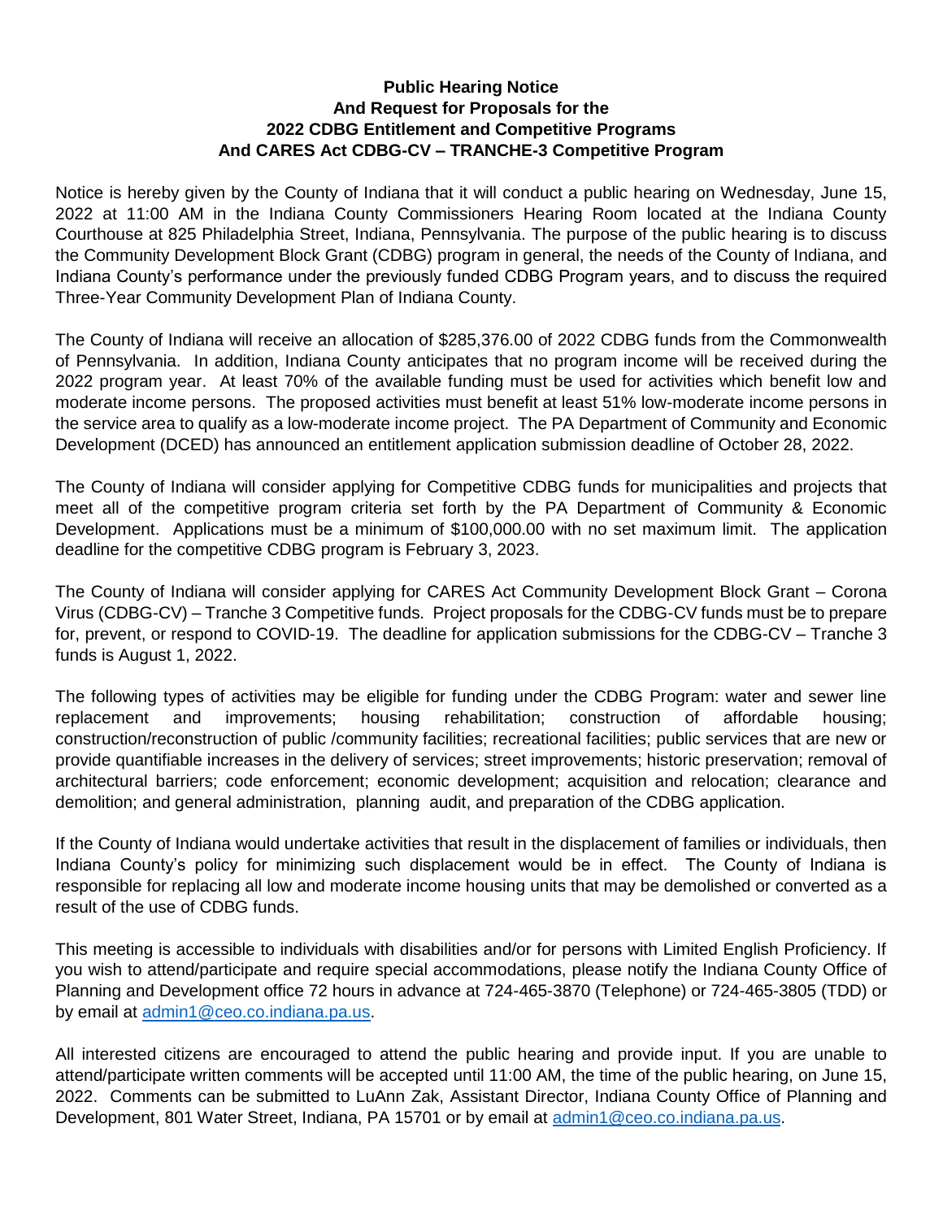**Public Hearing Notice**
**And Request for Proposals for the**
**2022 CDBG Entitlement and Competitive Programs**
**And CARES Act CDBG-CV – TRANCHE-3 Competitive Program**

Notice is hereby given by the County of Indiana that it will conduct a public hearing on Wednesday, June 15, 2022 at 11:00 AM in the Indiana County Commissioners Hearing Room located at the Indiana County Courthouse at 825 Philadelphia Street, Indiana, Pennsylvania. The purpose of the public hearing is to discuss the Community Development Block Grant (CDBG) program in general, the needs of the County of Indiana, and Indiana County's performance under the previously funded CDBG Program years, and to discuss the required Three-Year Community Development Plan of Indiana County.

The County of Indiana will receive an allocation of $285,376.00 of 2022 CDBG funds from the Commonwealth of Pennsylvania. In addition, Indiana County anticipates that no program income will be received during the 2022 program year. At least 70% of the available funding must be used for activities which benefit low and moderate income persons. The proposed activities must benefit at least 51% low-moderate income persons in the service area to qualify as a low-moderate income project. The PA Department of Community and Economic Development (DCED) has announced an entitlement application submission deadline of October 28, 2022.

The County of Indiana will consider applying for Competitive CDBG funds for municipalities and projects that meet all of the competitive program criteria set forth by the PA Department of Community & Economic Development. Applications must be a minimum of $100,000.00 with no set maximum limit. The application deadline for the competitive CDBG program is February 3, 2023.

The County of Indiana will consider applying for CARES Act Community Development Block Grant – Corona Virus (CDBG-CV) – Tranche 3 Competitive funds. Project proposals for the CDBG-CV funds must be to prepare for, prevent, or respond to COVID-19. The deadline for application submissions for the CDBG-CV – Tranche 3 funds is August 1, 2022.

The following types of activities may be eligible for funding under the CDBG Program: water and sewer line replacement and improvements; housing rehabilitation; construction of affordable housing; construction/reconstruction of public /community facilities; recreational facilities; public services that are new or provide quantifiable increases in the delivery of services; street improvements; historic preservation; removal of architectural barriers; code enforcement; economic development; acquisition and relocation; clearance and demolition; and general administration, planning audit, and preparation of the CDBG application.

If the County of Indiana would undertake activities that result in the displacement of families or individuals, then Indiana County's policy for minimizing such displacement would be in effect. The County of Indiana is responsible for replacing all low and moderate income housing units that may be demolished or converted as a result of the use of CDBG funds.

This meeting is accessible to individuals with disabilities and/or for persons with Limited English Proficiency. If you wish to attend/participate and require special accommodations, please notify the Indiana County Office of Planning and Development office 72 hours in advance at 724-465-3870 (Telephone) or 724-465-3805 (TDD) or by email at admin1@ceo.co.indiana.pa.us.

All interested citizens are encouraged to attend the public hearing and provide input. If you are unable to attend/participate written comments will be accepted until 11:00 AM, the time of the public hearing, on June 15, 2022. Comments can be submitted to LuAnn Zak, Assistant Director, Indiana County Office of Planning and Development, 801 Water Street, Indiana, PA 15701 or by email at admin1@ceo.co.indiana.pa.us.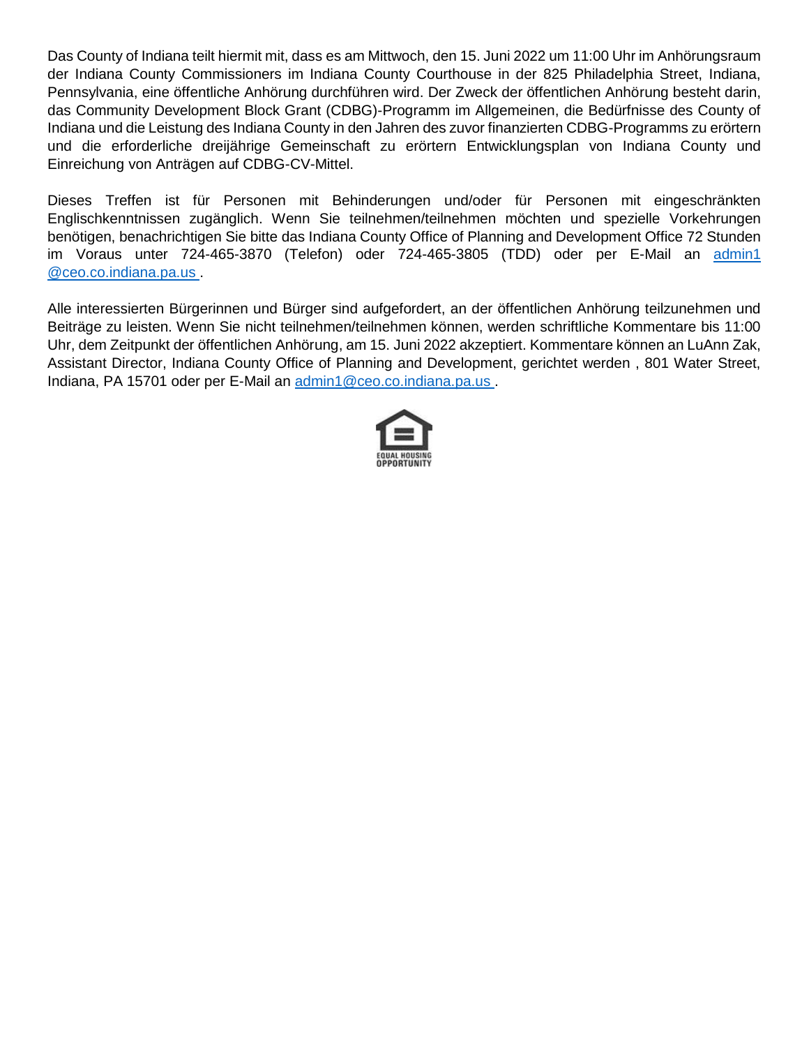Das County of Indiana teilt hiermit mit, dass es am Mittwoch, den 15. Juni 2022 um 11:00 Uhr im Anhörungsraum der Indiana County Commissioners im Indiana County Courthouse in der 825 Philadelphia Street, Indiana, Pennsylvania, eine öffentliche Anhörung durchführen wird. Der Zweck der öffentlichen Anhörung besteht darin, das Community Development Block Grant (CDBG)-Programm im Allgemeinen, die Bedürfnisse des County of Indiana und die Leistung des Indiana County in den Jahren des zuvor finanzierten CDBG-Programms zu erörtern und die erforderliche dreijährige Gemeinschaft zu erörtern Entwicklungsplan von Indiana County und Einreichung von Anträgen auf CDBG-CV-Mittel.

Dieses Treffen ist für Personen mit Behinderungen und/oder für Personen mit eingeschränkten Englischkenntnissen zugänglich. Wenn Sie teilnehmen/teilnehmen möchten und spezielle Vorkehrungen benötigen, benachrichtigen Sie bitte das Indiana County Office of Planning and Development Office 72 Stunden im Voraus unter 724-465-3870 (Telefon) oder 724-465-3805 (TDD) oder per E-Mail an admin1 @ceo.co.indiana.pa.us .

Alle interessierten Bürgerinnen und Bürger sind aufgefordert, an der öffentlichen Anhörung teilzunehmen und Beiträge zu leisten. Wenn Sie nicht teilnehmen/teilnehmen können, werden schriftliche Kommentare bis 11:00 Uhr, dem Zeitpunkt der öffentlichen Anhörung, am 15. Juni 2022 akzeptiert. Kommentare können an LuAnn Zak, Assistant Director, Indiana County Office of Planning and Development, gerichtet werden , 801 Water Street, Indiana, PA 15701 oder per E-Mail an admin1@ceo.co.indiana.pa.us .

EQUAL HOUSING OPPORTUNITY